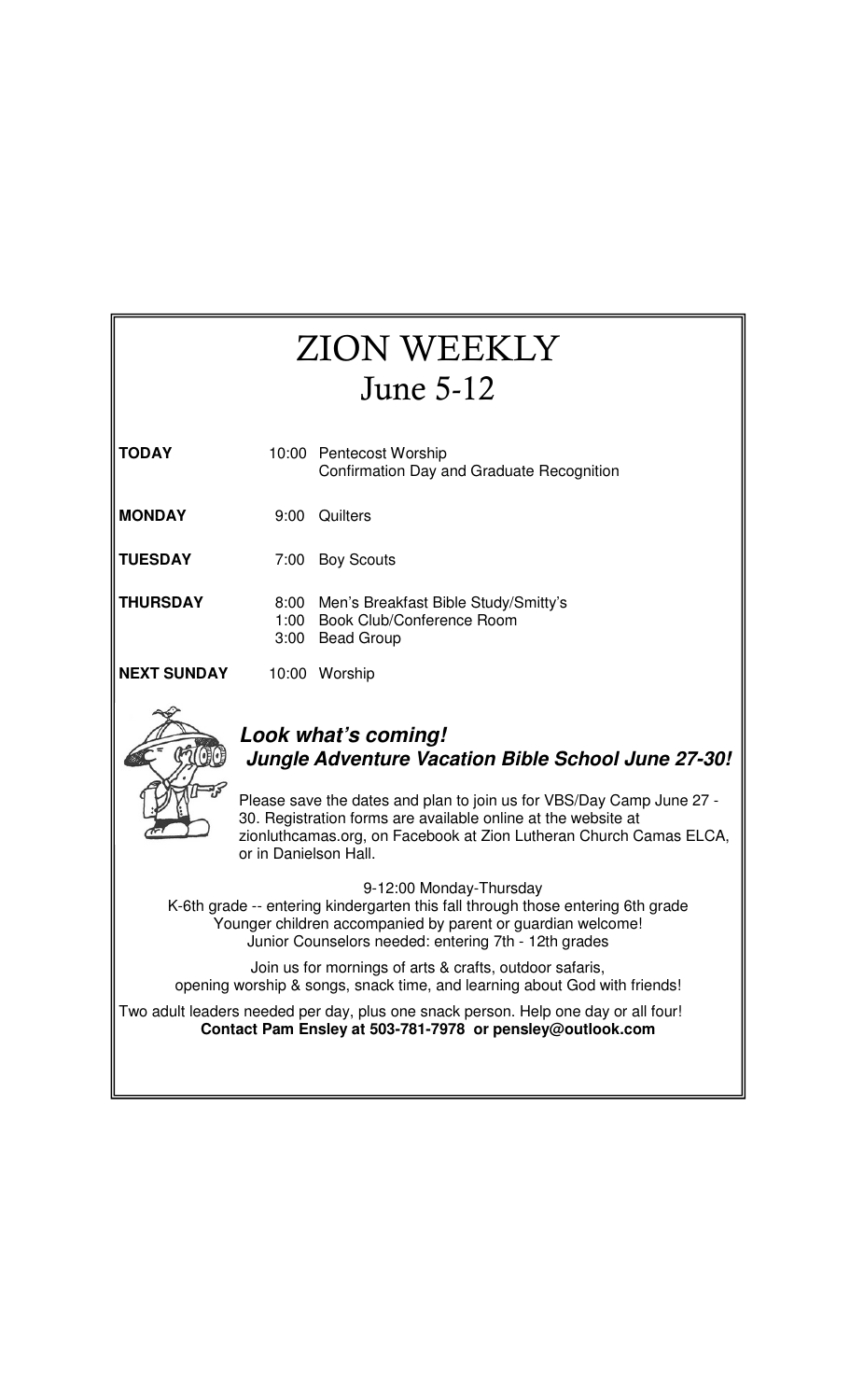# ZION WEEKLY

## June 5-12

| | | |
|---|---|---|
| **TODAY** | 10:00 | Pentecost Worship<br>Confirmation Day and Graduate Recognition |
| **MONDAY** | 9:00 | Quilters |
| **TUESDAY** | 7:00 | Boy Scouts |
| **THURSDAY** | 8:00<br>1:00<br>3:00 | Men's Breakfast Bible Study/Smitty's<br>Book Club/Conference Room<br>Bead Group |
| **NEXT SUNDAY** | 10:00 | Worship |

### ***Look what's coming!***
### ***Jungle Adventure Vacation Bible School June 27-30!***

Please save the dates and plan to join us for VBS/Day Camp June 27 - 30. Registration forms are available online at the website at zionluthcamas.org, on Facebook at Zion Lutheran Church Camas ELCA, or in Danielson Hall.

9-12:00 Monday-Thursday
K-6th grade -- entering kindergarten this fall through those entering 6th grade
Younger children accompanied by parent or guardian welcome!
Junior Counselors needed: entering 7th - 12th grades

Join us for mornings of arts & crafts, outdoor safaris, opening worship & songs, snack time, and learning about God with friends!

Two adult leaders needed per day, plus one snack person. Help one day or all four!
**Contact Pam Ensley at 503-781-7978 or pensley@outlook.com**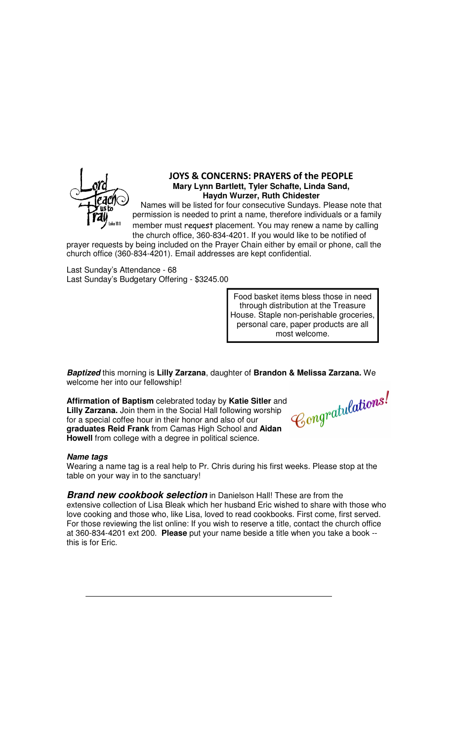## JOYS & CONCERNS: PRAYERS of the PEOPLE

**Mary Lynn Bartlett, Tyler Schafte, Linda Sand, Haydn Wurzer, Ruth Chidester**

Names will be listed for four consecutive Sundays. Please note that permission is needed to print a name, therefore individuals or a family member must request placement. You may renew a name by calling the church office, 360-834-4201. If you would like to be notified of prayer requests by being included on the Prayer Chain either by email or phone, call the church office (360-834-4201). Email addresses are kept confidential.

Last Sunday's Attendance - 68
Last Sunday's Budgetary Offering - $3245.00

Food basket items bless those in need through distribution at the Treasure House. Staple non-perishable groceries, personal care, paper products are all most welcome.

***Baptized*** this morning is **Lilly Zarzana**, daughter of **Brandon & Melissa Zarzana.** We welcome her into our fellowship!

**Affirmation of Baptism** celebrated today by **Katie Sitler** and **Lilly Zarzana.** Join them in the Social Hall following worship for a special coffee hour in their honor and also of our **graduates Reid Frank** from Camas High School and **Aidan Howell** from college with a degree in political science.

Congratulations!

***Name tags***

Wearing a name tag is a real help to Pr. Chris during his first weeks. Please stop at the table on your way in to the sanctuary!

***Brand new cookbook selection*** in Danielson Hall! These are from the extensive collection of Lisa Bleak which her husband Eric wished to share with those who love cooking and those who, like Lisa, loved to read cookbooks. First come, first served. For those reviewing the list online: If you wish to reserve a title, contact the church office at 360-834-4201 ext 200. **Please** put your name beside a title when you take a book -- this is for Eric.